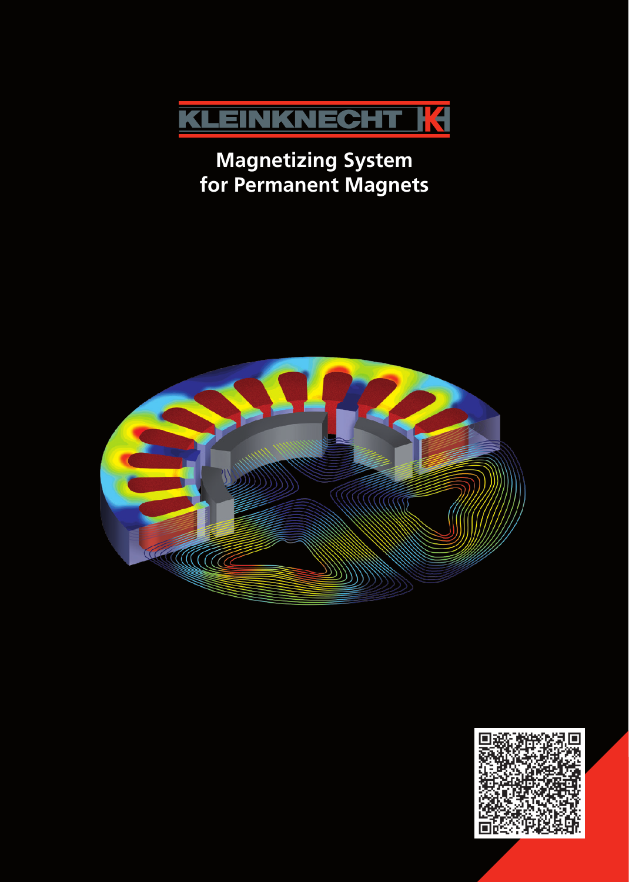KLEINKNECHT

# Magnetizing System for Permanent Magnets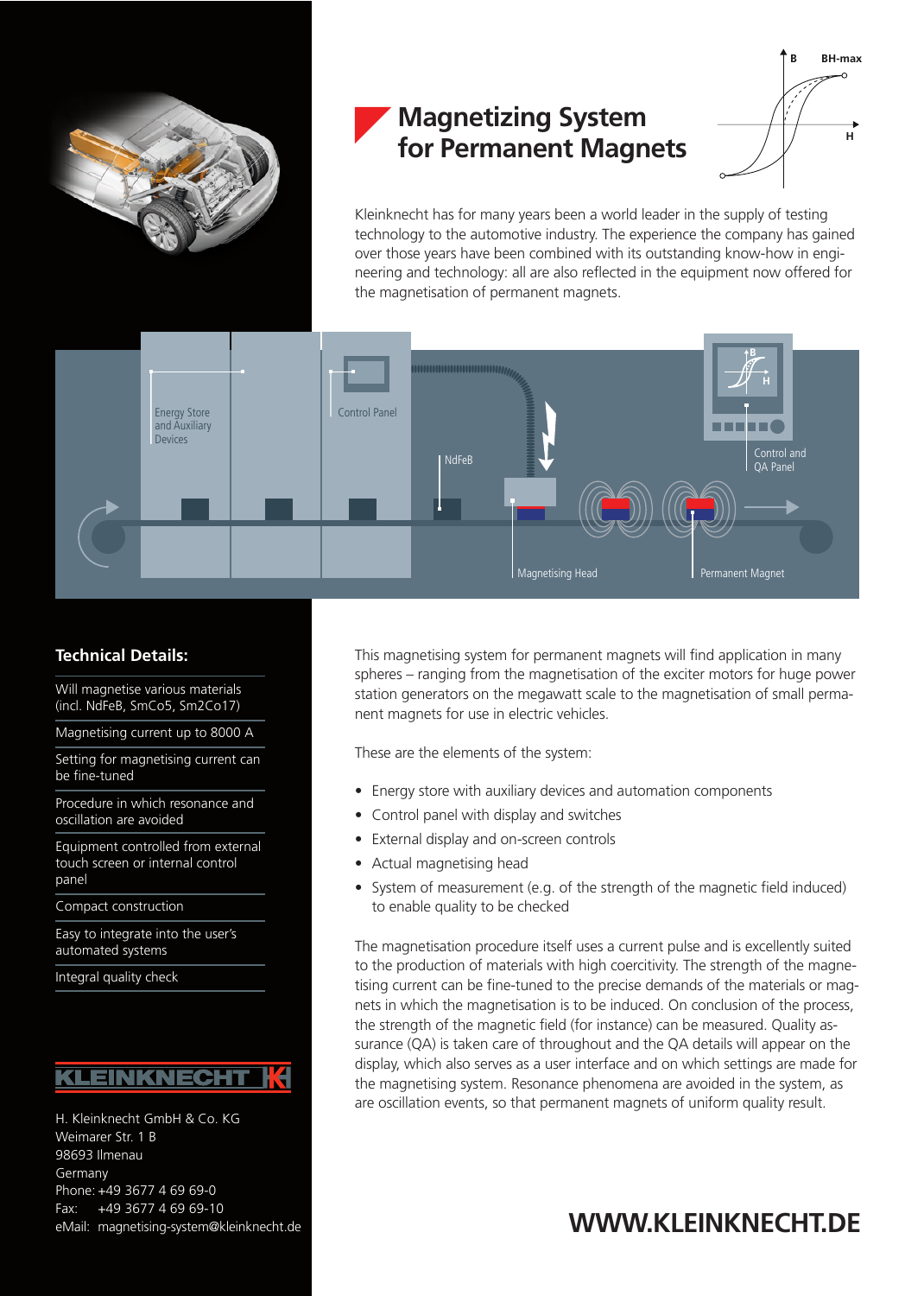# Magnetizing System for Permanent Magnets

B
BH-max
H

Kleinknecht has for many years been a world leader in the supply of testing technology to the automotive industry. The experience the company has gained over those years have been combined with its outstanding know-how in engineering and technology: all are also reflected in the equipment now offered for the magnetisation of permanent magnets.

Energy Store and Auxiliary Devices
Control Panel
NdFeB
Control and QA Panel
Magnetising Head
Permanent Magnet

## Technical Details:

- Will magnetise various materials (incl. NdFeB, SmCo5, Sm2Co17)
- Magnetising current up to 8000 A
- Setting for magnetising current can be fine-tuned
- Procedure in which resonance and oscillation are avoided
- Equipment controlled from external touch screen or internal control panel
- Compact construction
- Easy to integrate into the user's automated systems
- Integral quality check

This magnetising system for permanent magnets will find application in many spheres – ranging from the magnetisation of the exciter motors for huge power station generators on the megawatt scale to the magnetisation of small permanent magnets for use in electric vehicles.

These are the elements of the system:

- Energy store with auxiliary devices and automation components
- Control panel with display and switches
- External display and on-screen controls
- Actual magnetising head
- System of measurement (e.g. of the strength of the magnetic field induced) to enable quality to be checked

The magnetisation procedure itself uses a current pulse and is excellently suited to the production of materials with high coercitivity. The strength of the magnetising current can be fine-tuned to the precise demands of the materials or magnets in which the magnetisation is to be induced. On conclusion of the process, the strength of the magnetic field (for instance) can be measured. Quality assurance (QA) is taken care of throughout and the QA details will appear on the display, which also serves as a user interface and on which settings are made for the magnetising system. Resonance phenomena are avoided in the system, as are oscillation events, so that permanent magnets of uniform quality result.

KLEINKNECHT

H. Kleinknecht GmbH & Co. KG
Weimarer Str. 1 B
98693 Ilmenau
Germany
Phone: +49 3677 4 69 69-0
Fax: +49 3677 4 69 69-10
eMail: magnetising-system@kleinknecht.de

**WWW.KLEINKNECHT.DE**